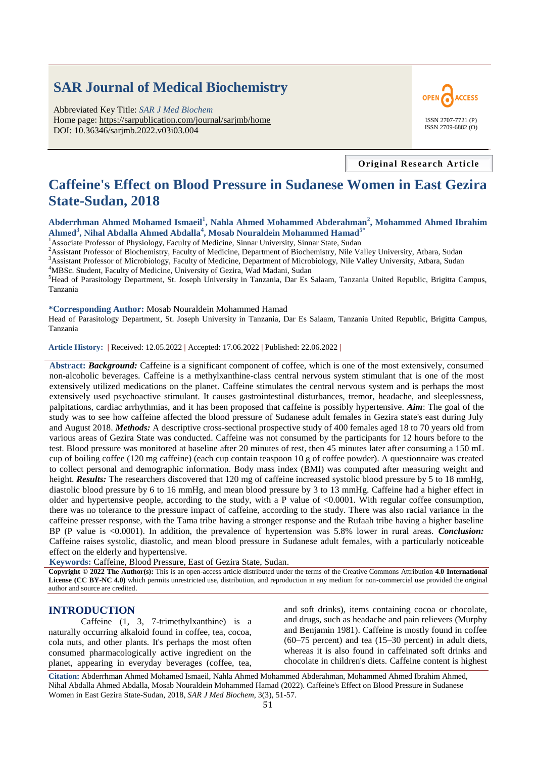# SAR Journal of Medical Biochemistry

Abbreviated Key Title: *SAR J Med Biochem*
Home page: https://sarpublication.com/journal/sarjmb/home
DOI: 10.36346/sarjmb.2022.v03i03.004

OPEN ACCESS

ISSN 2707-7721 (P)
ISSN 2709-6882 (O)

**Original Research Article**

# Caffeine's Effect on Blood Pressure in Sudanese Women in East Gezira State-Sudan, 2018

**Abderrhman Ahmed Mohamed Ismaeil[1], Nahla Ahmed Mohammed Abderahman[2], Mohammed Ahmed Ibrahim Ahmed[3], Nihal Abdalla Ahmed Abdalla[4], Mosab Nouraldein Mohammed Hamad[5*]**

[1]Associate Professor of Physiology, Faculty of Medicine, Sinnar University, Sinnar State, Sudan
[2]Assistant Professor of Biochemistry, Faculty of Medicine, Department of Biochemistry, Nile Valley University, Atbara, Sudan
[3]Assistant Professor of Microbiology, Faculty of Medicine, Department of Microbiology, Nile Valley University, Atbara, Sudan
[4]MBSc. Student, Faculty of Medicine, University of Gezira, Wad Madani, Sudan
[5]Head of Parasitology Department, St. Joseph University in Tanzania, Dar Es Salaam, Tanzania United Republic, Brigitta Campus, Tanzania

**\*Corresponding Author:** Mosab Nouraldein Mohammed Hamad
Head of Parasitology Department, St. Joseph University in Tanzania, Dar Es Salaam, Tanzania United Republic, Brigitta Campus, Tanzania

**Article History:** | Received: 12.05.2022 | Accepted: 17.06.2022 | Published: 22.06.2022 |

**Abstract:** ***Background:*** Caffeine is a significant component of coffee, which is one of the most extensively, consumed non-alcoholic beverages. Caffeine is a methylxanthine-class central nervous system stimulant that is one of the most extensively utilized medications on the planet. Caffeine stimulates the central nervous system and is perhaps the most extensively used psychoactive stimulant. It causes gastrointestinal disturbances, tremor, headache, and sleeplessness, palpitations, cardiac arrhythmias, and it has been proposed that caffeine is possibly hypertensive. ***Aim***: The goal of the study was to see how caffeine affected the blood pressure of Sudanese adult females in Gezira state's east during July and August 2018. ***Methods:*** A descriptive cross-sectional prospective study of 400 females aged 18 to 70 years old from various areas of Gezira State was conducted. Caffeine was not consumed by the participants for 12 hours before to the test. Blood pressure was monitored at baseline after 20 minutes of rest, then 45 minutes later after consuming a 150 mL cup of boiling coffee (120 mg caffeine) (each cup contain teaspoon 10 g of coffee powder). A questionnaire was created to collect personal and demographic information. Body mass index (BMI) was computed after measuring weight and height. ***Results:*** The researchers discovered that 120 mg of caffeine increased systolic blood pressure by 5 to 18 mmHg, diastolic blood pressure by 6 to 16 mmHg, and mean blood pressure by 3 to 13 mmHg. Caffeine had a higher effect in older and hypertensive people, according to the study, with a P value of <0.0001. With regular coffee consumption, there was no tolerance to the pressure impact of caffeine, according to the study. There was also racial variance in the caffeine presser response, with the Tama tribe having a stronger response and the Rufaah tribe having a higher baseline BP (P value is <0.0001). In addition, the prevalence of hypertension was 5.8% lower in rural areas. ***Conclusion:*** Caffeine raises systolic, diastolic, and mean blood pressure in Sudanese adult females, with a particularly noticeable effect on the elderly and hypertensive.

**Keywords:** Caffeine, Blood Pressure, East of Gezira State, Sudan.

**Copyright © 2022 The Author(s):** This is an open-access article distributed under the terms of the Creative Commons Attribution **4.0 International License (CC BY-NC 4.0)** which permits unrestricted use, distribution, and reproduction in any medium for non-commercial use provided the original author and source are credited.

## INTRODUCTION

Caffeine (1, 3, 7-trimethylxanthine) is a naturally occurring alkaloid found in coffee, tea, cocoa, cola nuts, and other plants. It's perhaps the most often consumed pharmacologically active ingredient on the planet, appearing in everyday beverages (coffee, tea, and soft drinks), items containing cocoa or chocolate, and drugs, such as headache and pain relievers (Murphy and Benjamin 1981). Caffeine is mostly found in coffee (60–75 percent) and tea (15–30 percent) in adult diets, whereas it is also found in caffeinated soft drinks and chocolate in children's diets. Caffeine content is highest

**Citation:** Abderrhman Ahmed Mohamed Ismaeil, Nahla Ahmed Mohammed Abderahman, Mohammed Ahmed Ibrahim Ahmed, Nihal Abdalla Ahmed Abdalla, Mosab Nouraldein Mohammed Hamad (2022). Caffeine's Effect on Blood Pressure in Sudanese Women in East Gezira State-Sudan, 2018, *SAR J Med Biochem*, 3(3), 51-57.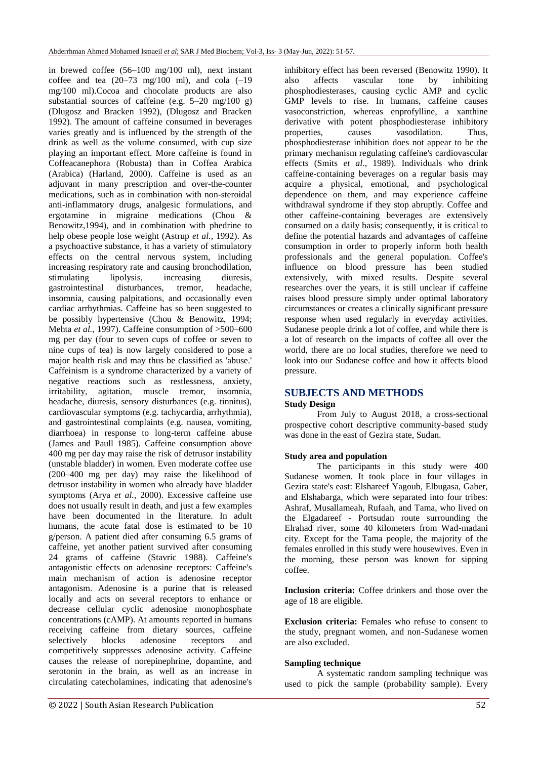in brewed coffee (56–100 mg/100 ml), next instant coffee and tea (20–73 mg/100 ml), and cola (–19 mg/100 ml).Cocoa and chocolate products are also substantial sources of caffeine (e.g. 5–20 mg/100 g) (Dlugosz and Bracken 1992), (Dlugosz and Bracken 1992). The amount of caffeine consumed in beverages varies greatly and is influenced by the strength of the drink as well as the volume consumed, with cup size playing an important effect. More caffeine is found in Coffeacanephora (Robusta) than in Coffea Arabica (Arabica) (Harland, 2000). Caffeine is used as an adjuvant in many prescription and over-the-counter medications, such as in combination with non-steroidal anti-inflammatory drugs, analgesic formulations, and ergotamine in migraine medications (Chou & Benowitz,1994), and in combination with phedrine to help obese people lose weight (Astrup *et al.*, 1992). As a psychoactive substance, it has a variety of stimulatory effects on the central nervous system, including increasing respiratory rate and causing bronchodilation, stimulating lipolysis, increasing diuresis, gastrointestinal disturbances, tremor, headache, insomnia, causing palpitations, and occasionally even cardiac arrhythmias. Caffeine has so been suggested to be possibly hypertensive (Chou & Benowitz, 1994; Mehta *et al.*, 1997). Caffeine consumption of >500–600 mg per day (four to seven cups of coffee or seven to nine cups of tea) is now largely considered to pose a major health risk and may thus be classified as 'abuse.' Caffeinism is a syndrome characterized by a variety of negative reactions such as restlessness, anxiety, irritability, agitation, muscle tremor, insomnia, headache, diuresis, sensory disturbances (e.g. tinnitus), cardiovascular symptoms (e.g. tachycardia, arrhythmia), and gastrointestinal complaints (e.g. nausea, vomiting, diarrhoea) in response to long-term caffeine abuse (James and Paull 1985). Caffeine consumption above 400 mg per day may raise the risk of detrusor instability (unstable bladder) in women. Even moderate coffee use (200–400 mg per day) may raise the likelihood of detrusor instability in women who already have bladder symptoms (Arya *et al.*, 2000). Excessive caffeine use does not usually result in death, and just a few examples have been documented in the literature. In adult humans, the acute fatal dose is estimated to be 10 g/person. A patient died after consuming 6.5 grams of caffeine, yet another patient survived after consuming 24 grams of caffeine (Stavric 1988). Caffeine's antagonistic effects on adenosine receptors: Caffeine's main mechanism of action is adenosine receptor antagonism. Adenosine is a purine that is released locally and acts on several receptors to enhance or decrease cellular cyclic adenosine monophosphate concentrations (cAMP). At amounts reported in humans receiving caffeine from dietary sources, caffeine selectively blocks adenosine receptors and competitively suppresses adenosine activity. Caffeine causes the release of norepinephrine, dopamine, and serotonin in the brain, as well as an increase in circulating catecholamines, indicating that adenosine's inhibitory effect has been reversed (Benowitz 1990). It also affects vascular tone by inhibiting phosphodiesterases, causing cyclic AMP and cyclic GMP levels to rise. In humans, caffeine causes vasoconstriction, whereas enprofylline, a xanthine derivative with potent phosphodiesterase inhibitory properties, causes vasodilation. Thus, phosphodiesterase inhibition does not appear to be the primary mechanism regulating caffeine's cardiovascular effects (Smits *et al.*, 1989). Individuals who drink caffeine-containing beverages on a regular basis may acquire a physical, emotional, and psychological dependence on them, and may experience caffeine withdrawal syndrome if they stop abruptly. Coffee and other caffeine-containing beverages are extensively consumed on a daily basis; consequently, it is critical to define the potential hazards and advantages of caffeine consumption in order to properly inform both health professionals and the general population. Coffee's influence on blood pressure has been studied extensively, with mixed results. Despite several researches over the years, it is still unclear if caffeine raises blood pressure simply under optimal laboratory circumstances or creates a clinically significant pressure response when used regularly in everyday activities. Sudanese people drink a lot of coffee, and while there is a lot of research on the impacts of coffee all over the world, there are no local studies, therefore we need to look into our Sudanese coffee and how it affects blood pressure.

## SUBJECTS AND METHODS

### Study Design

From July to August 2018, a cross-sectional prospective cohort descriptive community-based study was done in the east of Gezira state, Sudan.

### Study area and population

The participants in this study were 400 Sudanese women. It took place in four villages in Gezira state's east: Elshareef Yagoub, Elbugasa, Gaber, and Elshabarga, which were separated into four tribes: Ashraf, Musallameah, Rufaah, and Tama, who lived on the Elgadareef - Portsudan route surrounding the Elrahad river, some 40 kilometers from Wad-madani city. Except for the Tama people, the majority of the females enrolled in this study were housewives. Even in the morning, these person was known for sipping coffee.

**Inclusion criteria:** Coffee drinkers and those over the age of 18 are eligible.

**Exclusion criteria:** Females who refuse to consent to the study, pregnant women, and non-Sudanese women are also excluded.

### Sampling technique

A systematic random sampling technique was used to pick the sample (probability sample). Every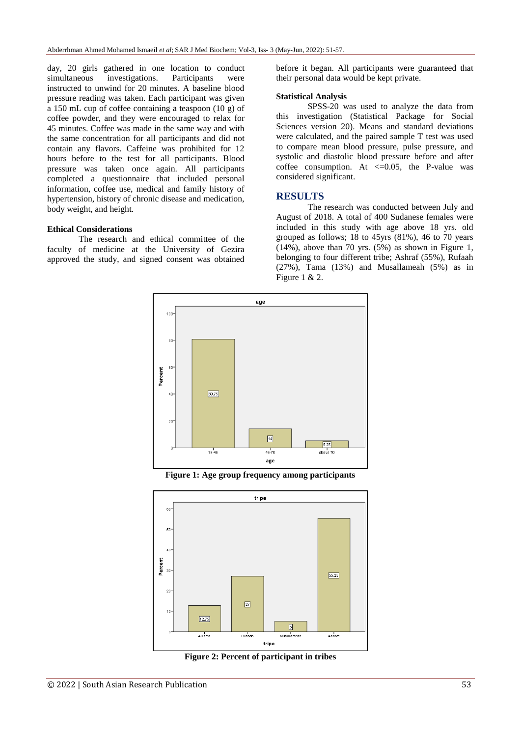day, 20 girls gathered in one location to conduct simultaneous investigations. Participants were instructed to unwind for 20 minutes. A baseline blood pressure reading was taken. Each participant was given a 150 mL cup of coffee containing a teaspoon (10 g) of coffee powder, and they were encouraged to relax for 45 minutes. Coffee was made in the same way and with the same concentration for all participants and did not contain any flavors. Caffeine was prohibited for 12 hours before to the test for all participants. Blood pressure was taken once again. All participants completed a questionnaire that included personal information, coffee use, medical and family history of hypertension, history of chronic disease and medication, body weight, and height.

**Ethical Considerations**

The research and ethical committee of the faculty of medicine at the University of Gezira approved the study, and signed consent was obtained before it began. All participants were guaranteed that their personal data would be kept private.

**Statistical Analysis**

SPSS-20 was used to analyze the data from this investigation (Statistical Package for Social Sciences version 20). Means and standard deviations were calculated, and the paired sample T test was used to compare mean blood pressure, pulse pressure, and systolic and diastolic blood pressure before and after coffee consumption. At <=0.05, the P-value was considered significant.

## RESULTS

The research was conducted between July and August of 2018. A total of 400 Sudanese females were included in this study with age above 18 yrs. old grouped as follows; 18 to 45yrs (81%), 46 to 70 years (14%), above than 70 yrs. (5%) as shown in Figure 1, belonging to four different tribe; Ashraf (55%), Rufaah (27%), Tama (13%) and Musallameah (5%) as in Figure 1 & 2.

**Figure 1: Age group frequency among participants**

**Figure 2: Percent of participant in tribes**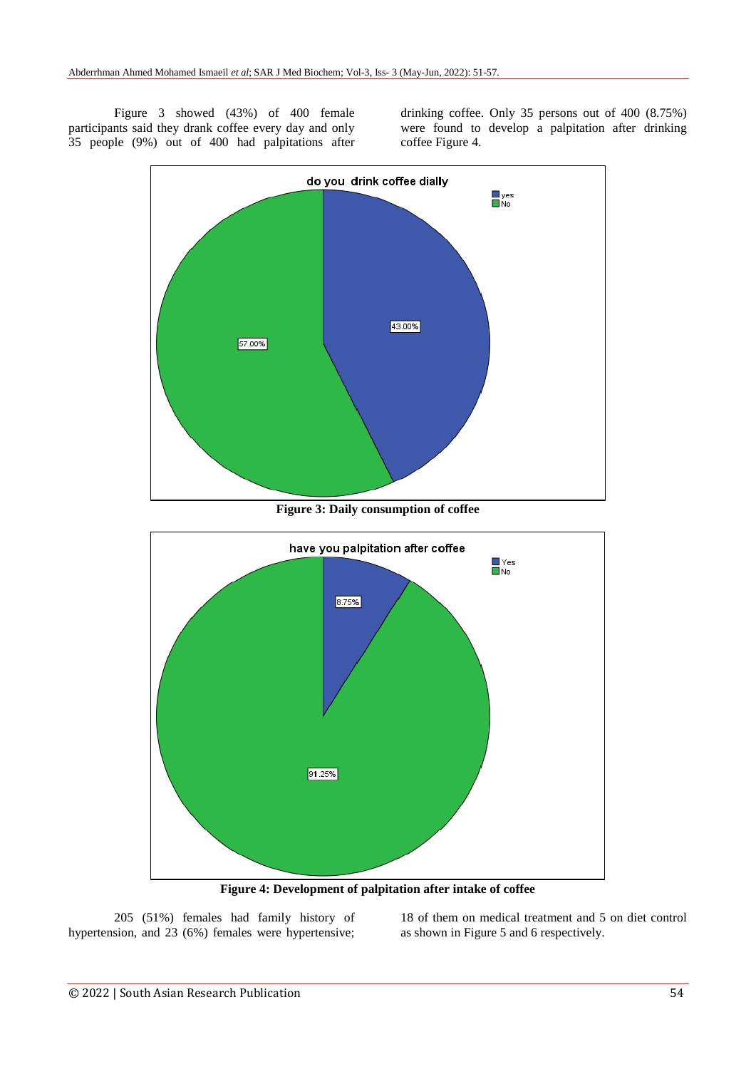Figure 3 showed (43%) of 400 female participants said they drank coffee every day and only 35 people (9%) out of 400 had palpitations after drinking coffee. Only 35 persons out of 400 (8.75%) were found to develop a palpitation after drinking coffee Figure 4.

**Figure 3: Daily consumption of coffee**

**Figure 4: Development of palpitation after intake of coffee**

205 (51%) females had family history of hypertension, and 23 (6%) females were hypertensive; 18 of them on medical treatment and 5 on diet control as shown in Figure 5 and 6 respectively.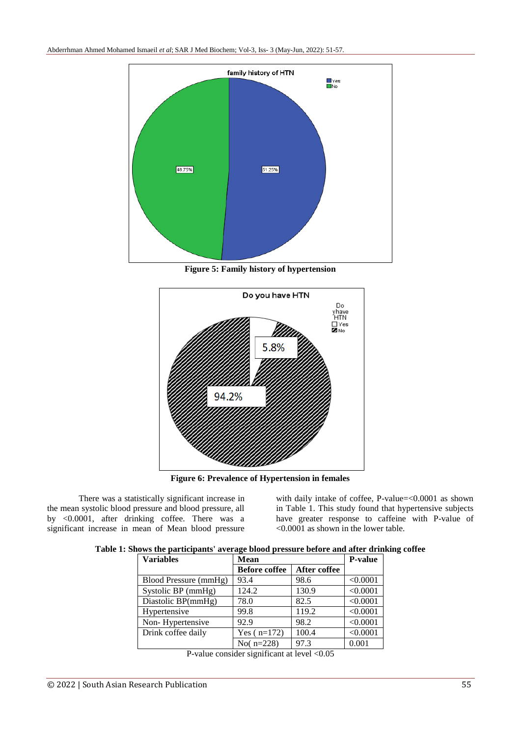family history of HTN

Yes
No

48.75%

51.25%

**Figure 5: Family history of hypertension**

Do you have HTN

Do yhave HTN
Yes
No

5.8%

94.2%

**Figure 6: Prevalence of Hypertension in females**

There was a statistically significant increase in the mean systolic blood pressure and blood pressure, all by <0.0001, after drinking coffee. There was a significant increase in mean of Mean blood pressure with daily intake of coffee, P-value=<0.0001 as shown in Table 1. This study found that hypertensive subjects have greater response to caffeine with P-value of <0.0001 as shown in the lower table.

**Table 1: Shows the participants' average blood pressure before and after drinking coffee**

| Variables | Mean | | P-value |
|---|---|---|---|
| | Before coffee | After coffee | |
| Blood Pressure (mmHg) | 93.4 | 98.6 | <0.0001 |
| Systolic BP (mmHg) | 124.2 | 130.9 | <0.0001 |
| Diastolic BP(mmHg) | 78.0 | 82.5 | <0.0001 |
| Hypertensive | 99.8 | 119.2 | <0.0001 |
| Non- Hypertensive | 92.9 | 98.2 | <0.0001 |
| Drink coffee daily | Yes ( n=172) | 100.4 | <0.0001 |
| | No( n=228) | 97.3 | 0.001 |

P-value consider significant at level <0.05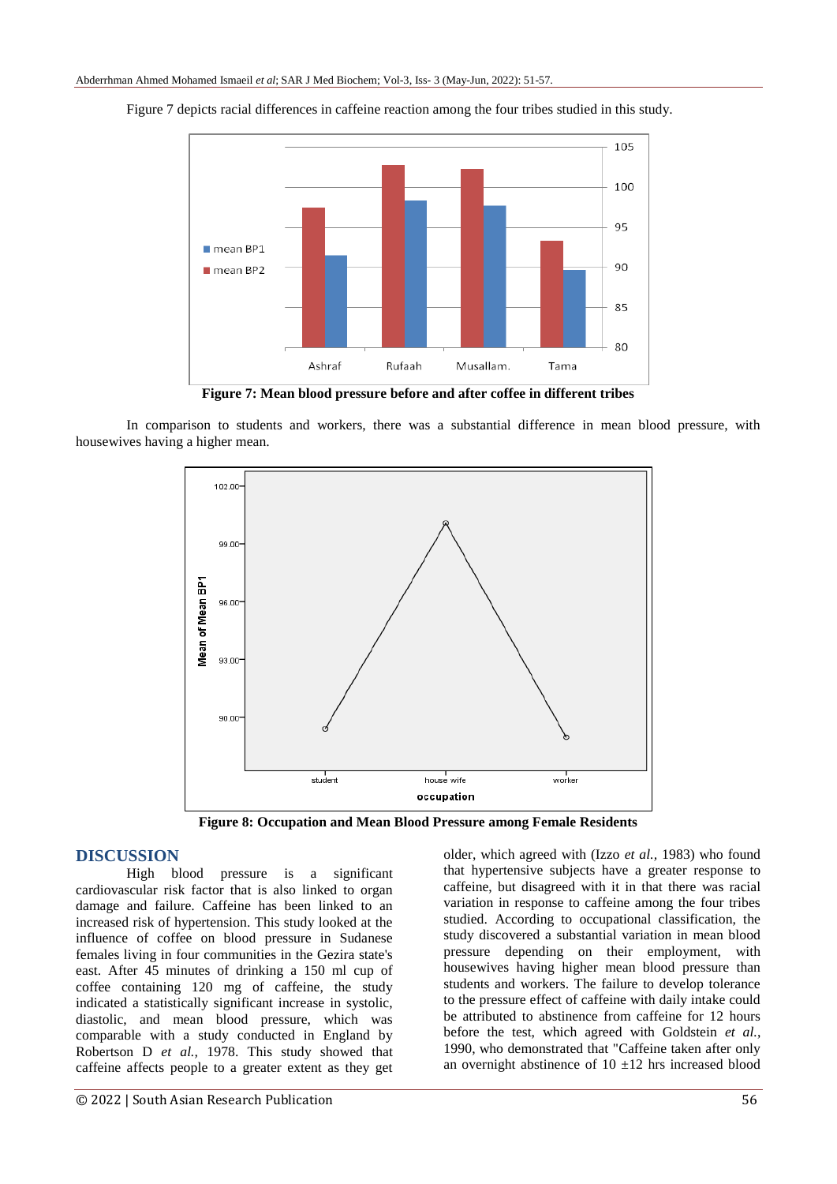Figure 7 depicts racial differences in caffeine reaction among the four tribes studied in this study.

**Figure 7: Mean blood pressure before and after coffee in different tribes**

In comparison to students and workers, there was a substantial difference in mean blood pressure, with housewives having a higher mean.

**Figure 8: Occupation and Mean Blood Pressure among Female Residents**

## DISCUSSION

High blood pressure is a significant cardiovascular risk factor that is also linked to organ damage and failure. Caffeine has been linked to an increased risk of hypertension. This study looked at the influence of coffee on blood pressure in Sudanese females living in four communities in the Gezira state's east. After 45 minutes of drinking a 150 ml cup of coffee containing 120 mg of caffeine, the study indicated a statistically significant increase in systolic, diastolic, and mean blood pressure, which was comparable with a study conducted in England by Robertson D *et al.,* 1978. This study showed that caffeine affects people to a greater extent as they get older, which agreed with (Izzo *et al.,* 1983) who found that hypertensive subjects have a greater response to caffeine, but disagreed with it in that there was racial variation in response to caffeine among the four tribes studied. According to occupational classification, the study discovered a substantial variation in mean blood pressure depending on their employment, with housewives having higher mean blood pressure than students and workers. The failure to develop tolerance to the pressure effect of caffeine with daily intake could be attributed to abstinence from caffeine for 12 hours before the test, which agreed with Goldstein *et al.*, 1990, who demonstrated that "Caffeine taken after only an overnight abstinence of 10 ±12 hrs increased blood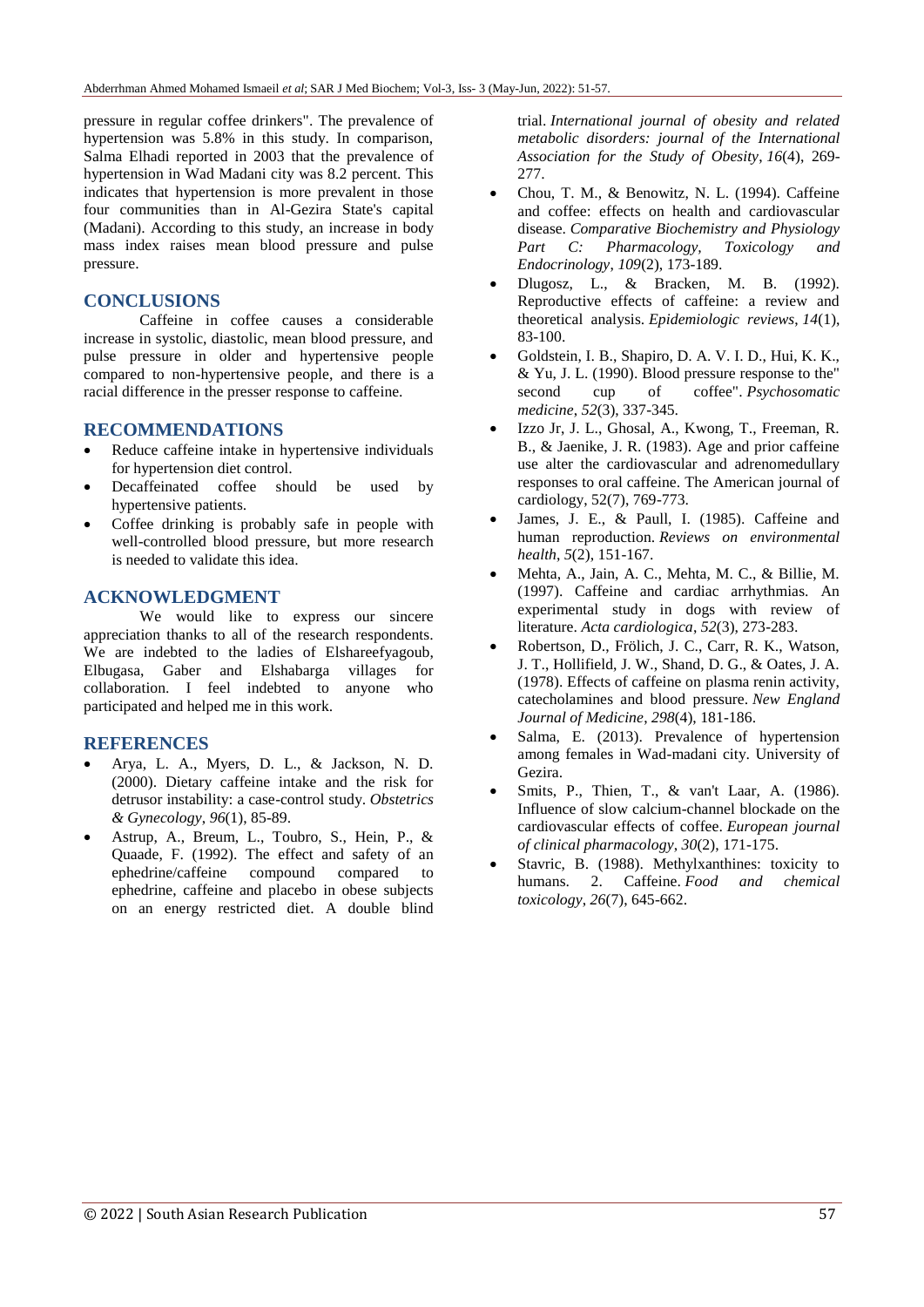pressure in regular coffee drinkers". The prevalence of hypertension was 5.8% in this study. In comparison, Salma Elhadi reported in 2003 that the prevalence of hypertension in Wad Madani city was 8.2 percent. This indicates that hypertension is more prevalent in those four communities than in Al-Gezira State's capital (Madani). According to this study, an increase in body mass index raises mean blood pressure and pulse pressure.

## CONCLUSIONS

Caffeine in coffee causes a considerable increase in systolic, diastolic, mean blood pressure, and pulse pressure in older and hypertensive people compared to non-hypertensive people, and there is a racial difference in the presser response to caffeine.

## RECOMMENDATIONS

- Reduce caffeine intake in hypertensive individuals for hypertension diet control.
- Decaffeinated coffee should be used by hypertensive patients.
- Coffee drinking is probably safe in people with well-controlled blood pressure, but more research is needed to validate this idea.

## ACKNOWLEDGMENT

We would like to express our sincere appreciation thanks to all of the research respondents. We are indebted to the ladies of Elshareefyagoub, Elbugasa, Gaber and Elshabarga villages for collaboration. I feel indebted to anyone who participated and helped me in this work.

## REFERENCES

- Arya, L. A., Myers, D. L., & Jackson, N. D. (2000). Dietary caffeine intake and the risk for detrusor instability: a case-control study. *Obstetrics & Gynecology*, *96*(1), 85-89.
- Astrup, A., Breum, L., Toubro, S., Hein, P., & Quaade, F. (1992). The effect and safety of an ephedrine/caffeine compound compared to ephedrine, caffeine and placebo in obese subjects on an energy restricted diet. A double blind trial. *International journal of obesity and related metabolic disorders: journal of the International Association for the Study of Obesity*, *16*(4), 269-277.
- Chou, T. M., & Benowitz, N. L. (1994). Caffeine and coffee: effects on health and cardiovascular disease. *Comparative Biochemistry and Physiology Part C: Pharmacology, Toxicology and Endocrinology*, *109*(2), 173-189.
- Dlugosz, L., & Bracken, M. B. (1992). Reproductive effects of caffeine: a review and theoretical analysis. *Epidemiologic reviews*, *14*(1), 83-100.
- Goldstein, I. B., Shapiro, D. A. V. I. D., Hui, K. K., & Yu, J. L. (1990). Blood pressure response to the" second cup of coffee". *Psychosomatic medicine*, *52*(3), 337-345.
- Izzo Jr, J. L., Ghosal, A., Kwong, T., Freeman, R. B., & Jaenike, J. R. (1983). Age and prior caffeine use alter the cardiovascular and adrenomedullary responses to oral caffeine. The American journal of cardiology, 52(7), 769-773.
- James, J. E., & Paull, I. (1985). Caffeine and human reproduction. *Reviews on environmental health*, *5*(2), 151-167.
- Mehta, A., Jain, A. C., Mehta, M. C., & Billie, M. (1997). Caffeine and cardiac arrhythmias. An experimental study in dogs with review of literature. *Acta cardiologica*, *52*(3), 273-283.
- Robertson, D., Frölich, J. C., Carr, R. K., Watson, J. T., Hollifield, J. W., Shand, D. G., & Oates, J. A. (1978). Effects of caffeine on plasma renin activity, catecholamines and blood pressure. *New England Journal of Medicine*, *298*(4), 181-186.
- Salma, E. (2013). Prevalence of hypertension among females in Wad-madani city. University of Gezira.
- Smits, P., Thien, T., & van't Laar, A. (1986). Influence of slow calcium-channel blockade on the cardiovascular effects of coffee. *European journal of clinical pharmacology*, *30*(2), 171-175.
- Stavric, B. (1988). Methylxanthines: toxicity to humans. 2. Caffeine. *Food and chemical toxicology*, *26*(7), 645-662.